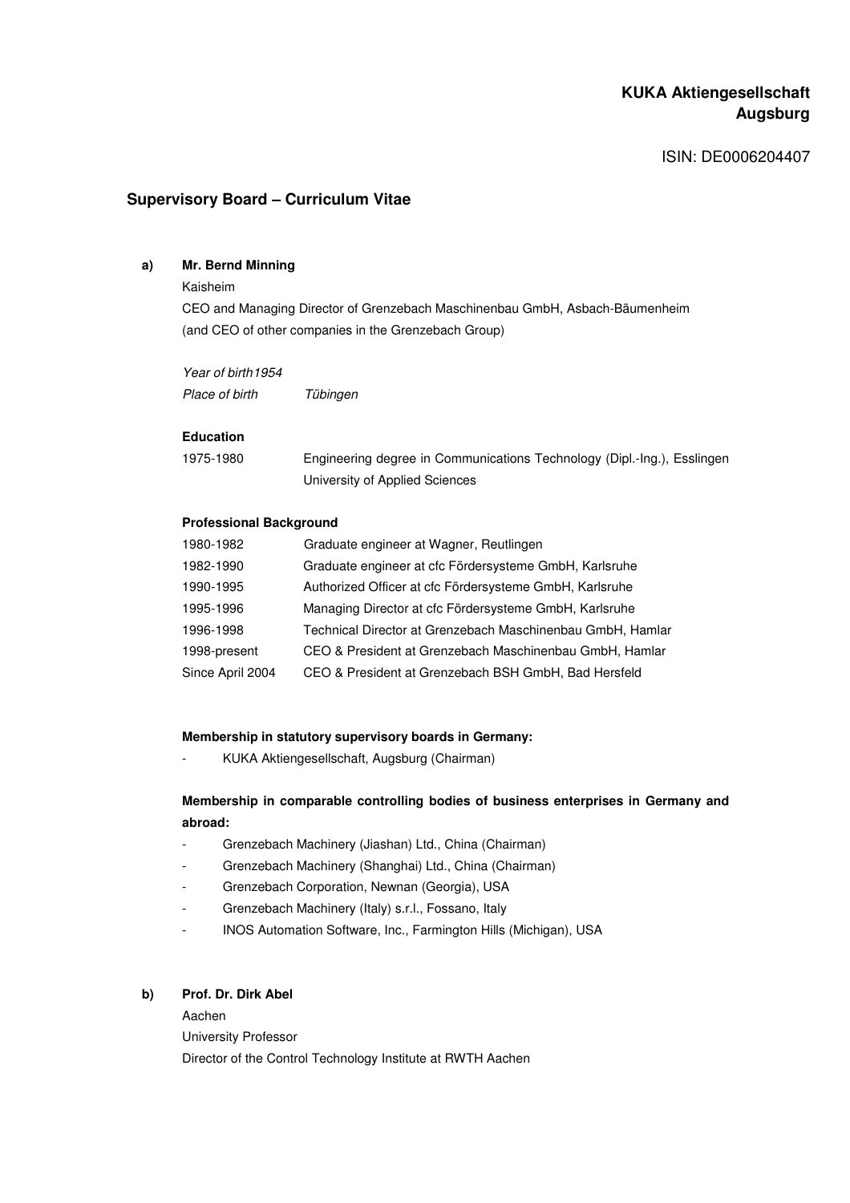**KUKA Aktiengesellschaft**
**Augsburg**

ISIN: DE0006204407

## Supervisory Board – Curriculum Vitae

**a) Mr. Bernd Minning**

Kaisheim

CEO and Managing Director of Grenzebach Maschinenbau GmbH, Asbach-Bäumenheim
(and CEO of other companies in the Grenzebach Group)

*Year of birth1954*
*Place of birth* *Tübingen*

**Education**

| | |
|---|---|
| 1975-1980 | Engineering degree in Communications Technology (Dipl.-Ing.), Esslingen University of Applied Sciences |

**Professional Background**

| | |
|---|---|
| 1980-1982 | Graduate engineer at Wagner, Reutlingen |
| 1982-1990 | Graduate engineer at cfc Fördersysteme GmbH, Karlsruhe |
| 1990-1995 | Authorized Officer at cfc Fördersysteme GmbH, Karlsruhe |
| 1995-1996 | Managing Director at cfc Fördersysteme GmbH, Karlsruhe |
| 1996-1998 | Technical Director at Grenzebach Maschinenbau GmbH, Hamlar |
| 1998-present | CEO & President at Grenzebach Maschinenbau GmbH, Hamlar |
| Since April 2004 | CEO & President at Grenzebach BSH GmbH, Bad Hersfeld |

**Membership in statutory supervisory boards in Germany:**

- KUKA Aktiengesellschaft, Augsburg (Chairman)

**Membership in comparable controlling bodies of business enterprises in Germany and abroad:**

- Grenzebach Machinery (Jiashan) Ltd., China (Chairman)
- Grenzebach Machinery (Shanghai) Ltd., China (Chairman)
- Grenzebach Corporation, Newnan (Georgia), USA
- Grenzebach Machinery (Italy) s.r.l., Fossano, Italy
- INOS Automation Software, Inc., Farmington Hills (Michigan), USA

**b) Prof. Dr. Dirk Abel**

Aachen

University Professor

Director of the Control Technology Institute at RWTH Aachen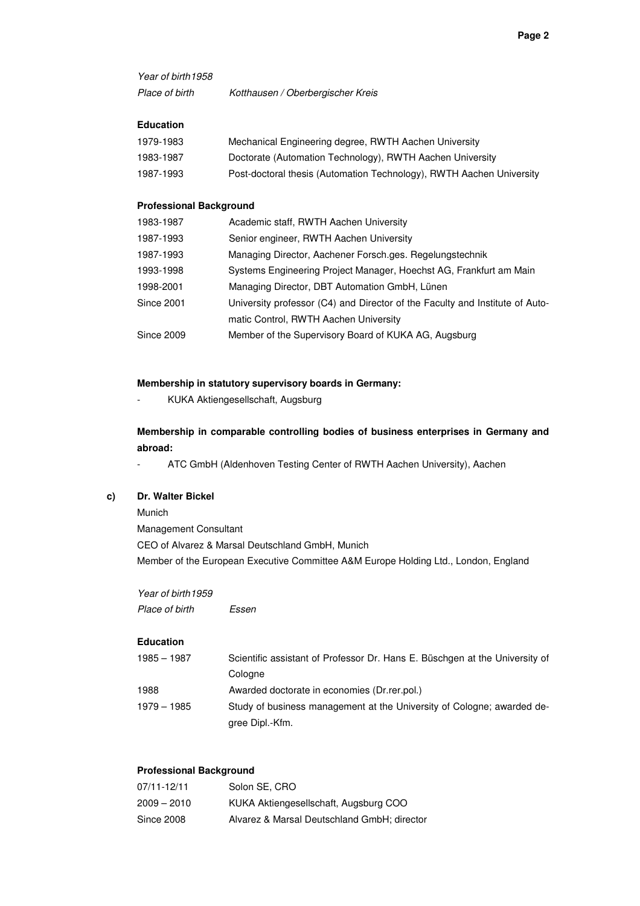*Year of birth 1958*

*Place of birth* *Kotthausen / Oberbergischer Kreis*

**Education**

| | |
|---|---|
| 1979-1983 | Mechanical Engineering degree, RWTH Aachen University |
| 1983-1987 | Doctorate (Automation Technology), RWTH Aachen University |
| 1987-1993 | Post-doctoral thesis (Automation Technology), RWTH Aachen University |

**Professional Background**

| | |
|---|---|
| 1983-1987 | Academic staff, RWTH Aachen University |
| 1987-1993 | Senior engineer, RWTH Aachen University |
| 1987-1993 | Managing Director, Aachener Forsch.ges. Regelungstechnik |
| 1993-1998 | Systems Engineering Project Manager, Hoechst AG, Frankfurt am Main |
| 1998-2001 | Managing Director, DBT Automation GmbH, Lünen |
| Since 2001 | University professor (C4) and Director of the Faculty and Institute of Automatic Control, RWTH Aachen University |
| Since 2009 | Member of the Supervisory Board of KUKA AG, Augsburg |

**Membership in statutory supervisory boards in Germany:**

- KUKA Aktiengesellschaft, Augsburg

**Membership in comparable controlling bodies of business enterprises in Germany and abroad:**

- ATC GmbH (Aldenhoven Testing Center of RWTH Aachen University), Aachen

**c) Dr. Walter Bickel**

Munich

Management Consultant

CEO of Alvarez & Marsal Deutschland GmbH, Munich

Member of the European Executive Committee A&M Europe Holding Ltd., London, England

*Year of birth 1959*

*Place of birth* *Essen*

**Education**

| | |
|---|---|
| 1985 – 1987 | Scientific assistant of Professor Dr. Hans E. Büschgen at the University of Cologne |
| 1988 | Awarded doctorate in economies (Dr.rer.pol.) |
| 1979 – 1985 | Study of business management at the University of Cologne; awarded degree Dipl.-Kfm. |

**Professional Background**

| | |
|---|---|
| 07/11-12/11 | Solon SE, CRO |
| 2009 – 2010 | KUKA Aktiengesellschaft, Augsburg COO |
| Since 2008 | Alvarez & Marsal Deutschland GmbH; director |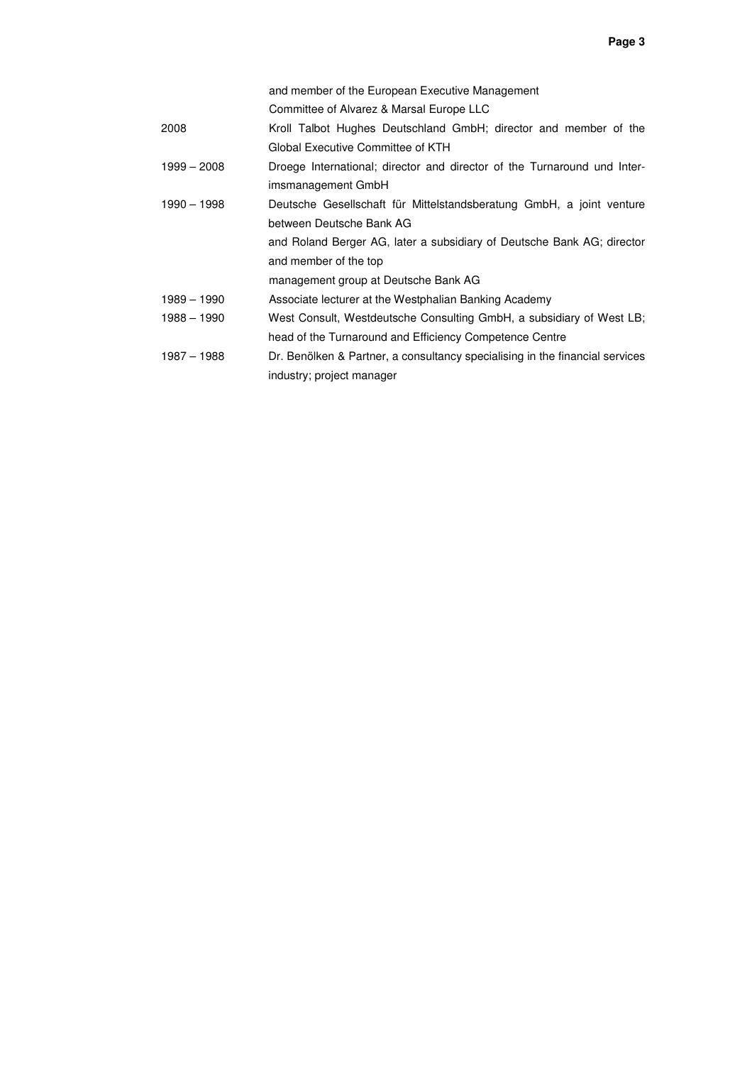| | |
|---|---|
| | and member of the European Executive Management Committee of Alvarez & Marsal Europe LLC |
| 2008 | Kroll Talbot Hughes Deutschland GmbH; director and member of the Global Executive Committee of KTH |
| 1999 – 2008 | Droege International; director and director of the Turnaround und Inter-imsmanagement GmbH |
| 1990 – 1998 | Deutsche Gesellschaft für Mittelstandsberatung GmbH, a joint venture between Deutsche Bank AG and Roland Berger AG, later a subsidiary of Deutsche Bank AG; director and member of the top management group at Deutsche Bank AG |
| 1989 – 1990 | Associate lecturer at the Westphalian Banking Academy |
| 1988 – 1990 | West Consult, Westdeutsche Consulting GmbH, a subsidiary of West LB; head of the Turnaround and Efficiency Competence Centre |
| 1987 – 1988 | Dr. Benölken & Partner, a consultancy specialising in the financial services industry; project manager |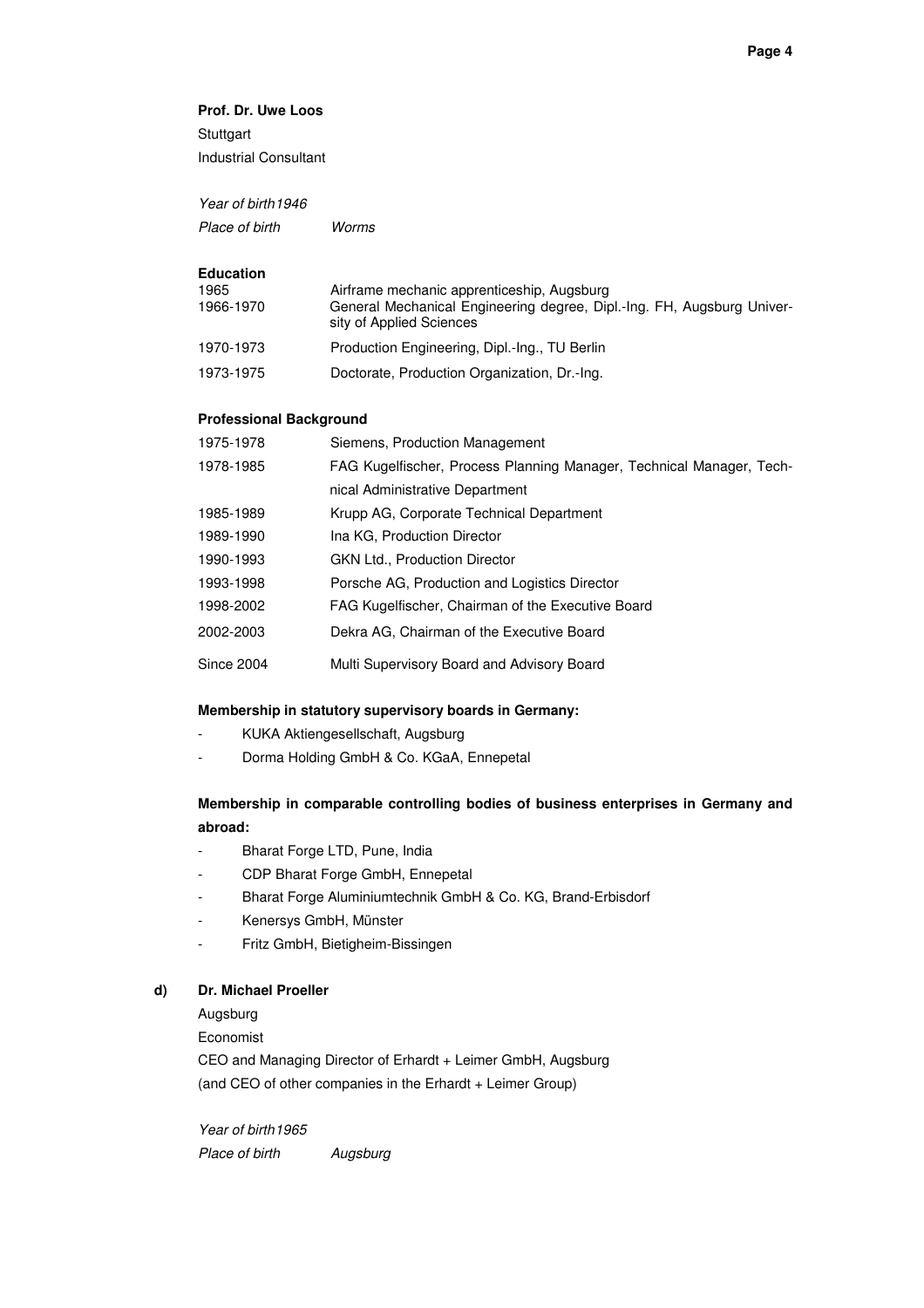**Prof. Dr. Uwe Loos**

Stuttgart

Industrial Consultant

*Year of birth 1946*

*Place of birth* *Worms*

**Education**

| | |
|---|---|
| 1965 | Airframe mechanic apprenticeship, Augsburg |
| 1966-1970 | General Mechanical Engineering degree, Dipl.-Ing. FH, Augsburg University of Applied Sciences |
| 1970-1973 | Production Engineering, Dipl.-Ing., TU Berlin |
| 1973-1975 | Doctorate, Production Organization, Dr.-Ing. |

**Professional Background**

| | |
|---|---|
| 1975-1978 | Siemens, Production Management |
| 1978-1985 | FAG Kugelfischer, Process Planning Manager, Technical Manager, Technical Administrative Department |
| 1985-1989 | Krupp AG, Corporate Technical Department |
| 1989-1990 | Ina KG, Production Director |
| 1990-1993 | GKN Ltd., Production Director |
| 1993-1998 | Porsche AG, Production and Logistics Director |
| 1998-2002 | FAG Kugelfischer, Chairman of the Executive Board |
| 2002-2003 | Dekra AG, Chairman of the Executive Board |
| Since 2004 | Multi Supervisory Board and Advisory Board |

**Membership in statutory supervisory boards in Germany:**

- KUKA Aktiengesellschaft, Augsburg
- Dorma Holding GmbH & Co. KGaA, Ennepetal

**Membership in comparable controlling bodies of business enterprises in Germany and abroad:**

- Bharat Forge LTD, Pune, India
- CDP Bharat Forge GmbH, Ennepetal
- Bharat Forge Aluminiumtechnik GmbH & Co. KG, Brand-Erbisdorf
- Kenersys GmbH, Münster
- Fritz GmbH, Bietigheim-Bissingen

**d) Dr. Michael Proeller**

Augsburg

Economist

CEO and Managing Director of Erhardt + Leimer GmbH, Augsburg

(and CEO of other companies in the Erhardt + Leimer Group)

*Year of birth 1965*

*Place of birth* *Augsburg*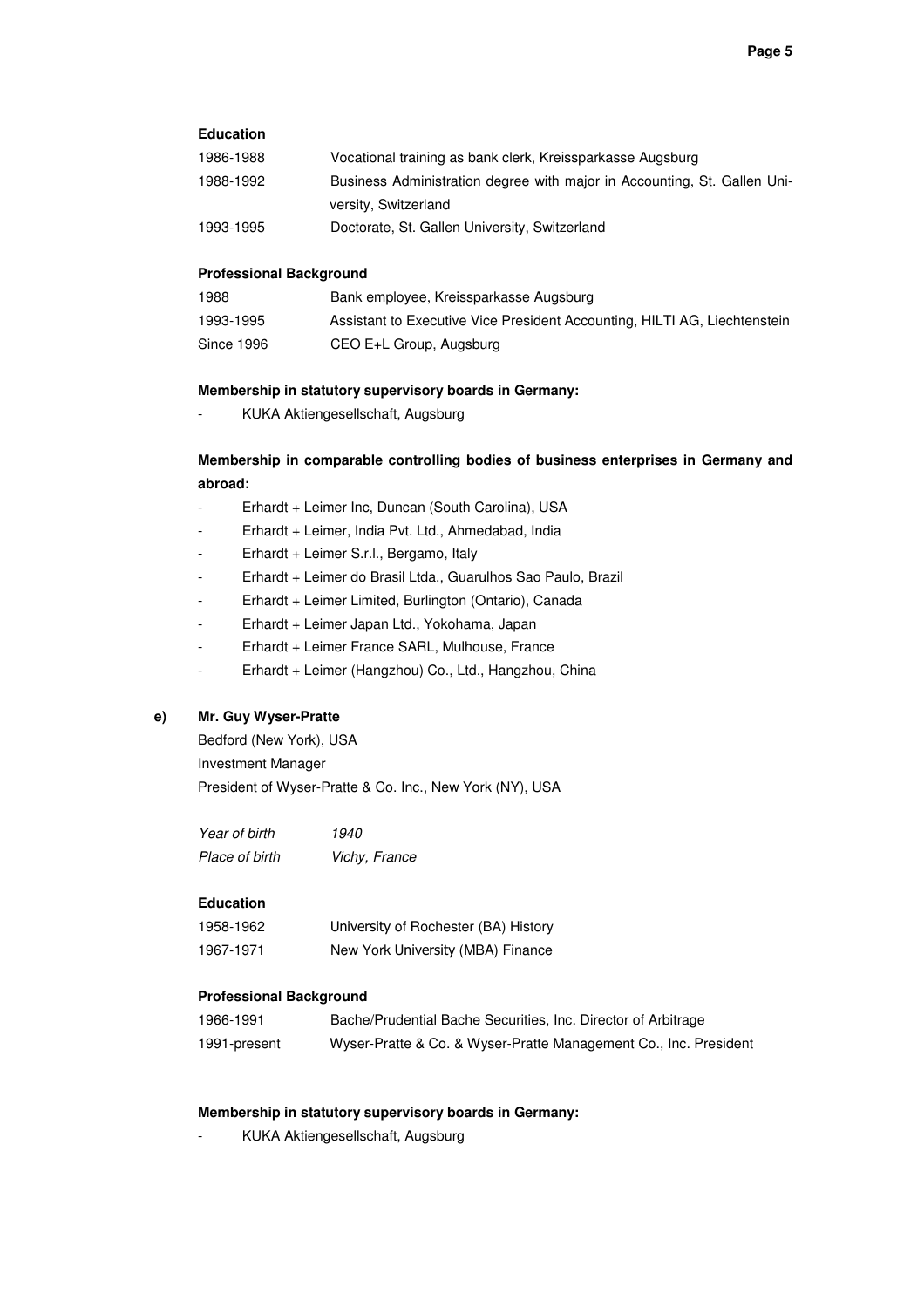**Education**

| | |
|---|---|
| 1986-1988 | Vocational training as bank clerk, Kreissparkasse Augsburg |
| 1988-1992 | Business Administration degree with major in Accounting, St. Gallen University, Switzerland |
| 1993-1995 | Doctorate, St. Gallen University, Switzerland |

**Professional Background**

| | |
|---|---|
| 1988 | Bank employee, Kreissparkasse Augsburg |
| 1993-1995 | Assistant to Executive Vice President Accounting, HILTI AG, Liechtenstein |
| Since 1996 | CEO E+L Group, Augsburg |

**Membership in statutory supervisory boards in Germany:**

- KUKA Aktiengesellschaft, Augsburg

**Membership in comparable controlling bodies of business enterprises in Germany and abroad:**

- Erhardt + Leimer Inc, Duncan (South Carolina), USA
- Erhardt + Leimer, India Pvt. Ltd., Ahmedabad, India
- Erhardt + Leimer S.r.l., Bergamo, Italy
- Erhardt + Leimer do Brasil Ltda., Guarulhos Sao Paulo, Brazil
- Erhardt + Leimer Limited, Burlington (Ontario), Canada
- Erhardt + Leimer Japan Ltd., Yokohama, Japan
- Erhardt + Leimer France SARL, Mulhouse, France
- Erhardt + Leimer (Hangzhou) Co., Ltd., Hangzhou, China

**e) Mr. Guy Wyser-Pratte**

Bedford (New York), USA
Investment Manager
President of Wyser-Pratte & Co. Inc., New York (NY), USA

| | |
|---|---|
| *Year of birth* | *1940* |
| *Place of birth* | *Vichy, France* |

**Education**

| | |
|---|---|
| 1958-1962 | University of Rochester (BA) History |
| 1967-1971 | New York University (MBA) Finance |

**Professional Background**

| | |
|---|---|
| 1966-1991 | Bache/Prudential Bache Securities, Inc. Director of Arbitrage |
| 1991-present | Wyser-Pratte & Co. & Wyser-Pratte Management Co., Inc. President |

**Membership in statutory supervisory boards in Germany:**

- KUKA Aktiengesellschaft, Augsburg